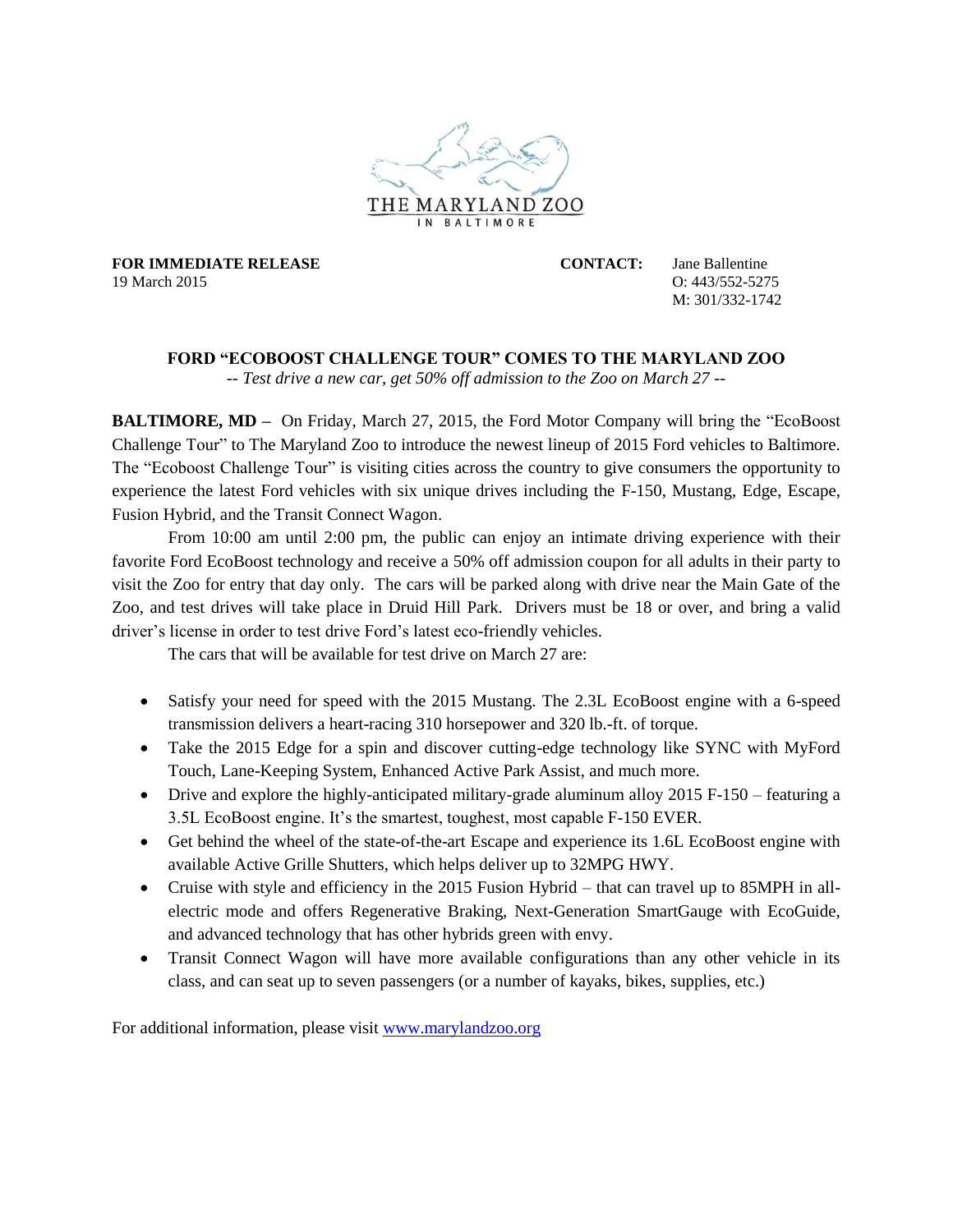THE MARYLAND ZOO
IN BALTIMORE

**FOR IMMEDIATE RELEASE**
19 March 2015

**CONTACT:** Jane Ballentine
O: 443/552-5275
M: 301/332-1742

## FORD "ECOBOOST CHALLENGE TOUR" COMES TO THE MARYLAND ZOO

*-- Test drive a new car, get 50% off admission to the Zoo on March 27 --*

**BALTIMORE, MD –** On Friday, March 27, 2015, the Ford Motor Company will bring the "EcoBoost Challenge Tour" to The Maryland Zoo to introduce the newest lineup of 2015 Ford vehicles to Baltimore. The "Ecoboost Challenge Tour" is visiting cities across the country to give consumers the opportunity to experience the latest Ford vehicles with six unique drives including the F-150, Mustang, Edge, Escape, Fusion Hybrid, and the Transit Connect Wagon.

From 10:00 am until 2:00 pm, the public can enjoy an intimate driving experience with their favorite Ford EcoBoost technology and receive a 50% off admission coupon for all adults in their party to visit the Zoo for entry that day only. The cars will be parked along with drive near the Main Gate of the Zoo, and test drives will take place in Druid Hill Park. Drivers must be 18 or over, and bring a valid driver's license in order to test drive Ford's latest eco-friendly vehicles.

The cars that will be available for test drive on March 27 are:

- Satisfy your need for speed with the 2015 Mustang. The 2.3L EcoBoost engine with a 6-speed transmission delivers a heart-racing 310 horsepower and 320 lb.-ft. of torque.
- Take the 2015 Edge for a spin and discover cutting-edge technology like SYNC with MyFord Touch, Lane-Keeping System, Enhanced Active Park Assist, and much more.
- Drive and explore the highly-anticipated military-grade aluminum alloy 2015 F-150 – featuring a 3.5L EcoBoost engine. It's the smartest, toughest, most capable F-150 EVER.
- Get behind the wheel of the state-of-the-art Escape and experience its 1.6L EcoBoost engine with available Active Grille Shutters, which helps deliver up to 32MPG HWY.
- Cruise with style and efficiency in the 2015 Fusion Hybrid – that can travel up to 85MPH in all-electric mode and offers Regenerative Braking, Next-Generation SmartGauge with EcoGuide, and advanced technology that has other hybrids green with envy.
- Transit Connect Wagon will have more available configurations than any other vehicle in its class, and can seat up to seven passengers (or a number of kayaks, bikes, supplies, etc.)

For additional information, please visit [www.marylandzoo.org](http://www.marylandzoo.org)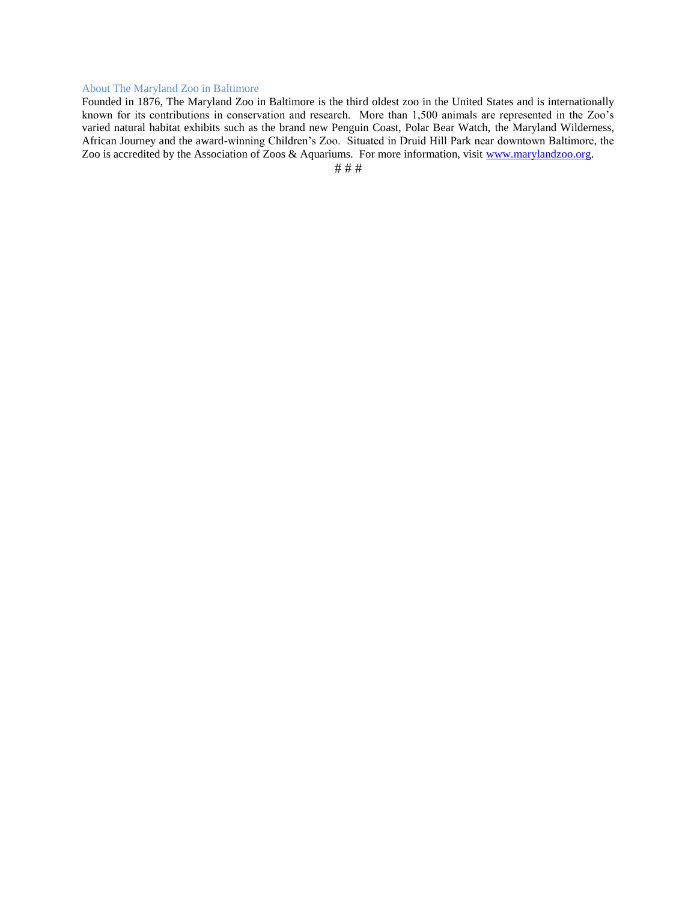## About The Maryland Zoo in Baltimore

Founded in 1876, The Maryland Zoo in Baltimore is the third oldest zoo in the United States and is internationally known for its contributions in conservation and research. More than 1,500 animals are represented in the Zoo's varied natural habitat exhibits such as the brand new Penguin Coast, Polar Bear Watch, the Maryland Wilderness, African Journey and the award-winning Children's Zoo. Situated in Druid Hill Park near downtown Baltimore, the Zoo is accredited by the Association of Zoos & Aquariums. For more information, visit [www.marylandzoo.org](http://www.marylandzoo.org).

# # #